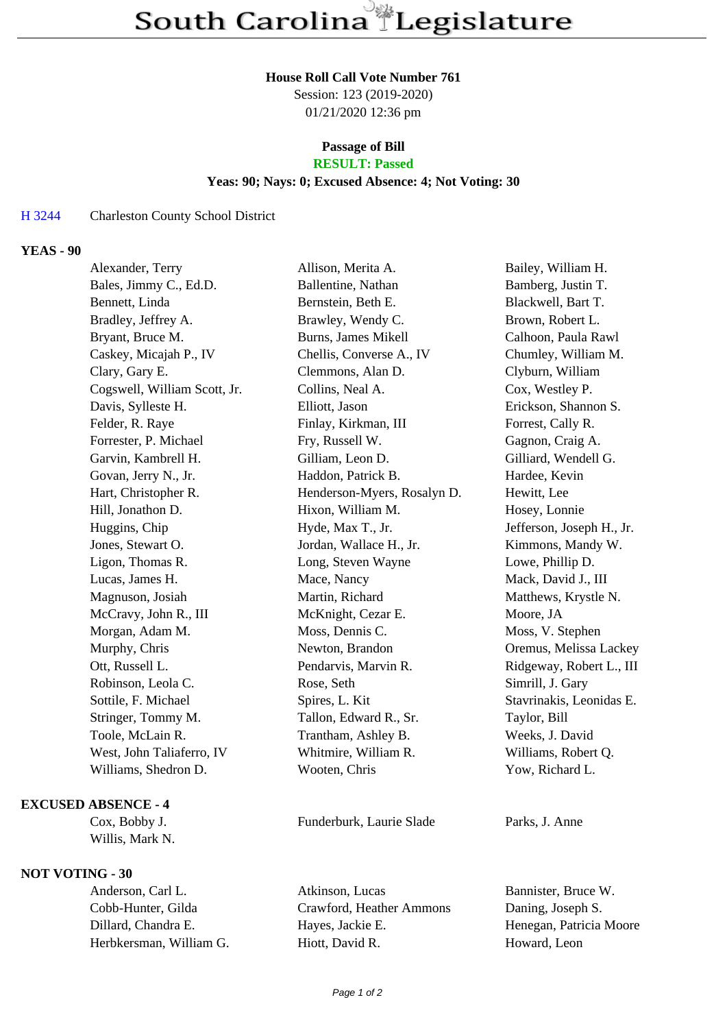# South Carolina Legislature

**House Roll Call Vote Number 761**
Session: 123 (2019-2020)
01/21/2020 12:36 pm

**Passage of Bill**
**RESULT: Passed**
**Yeas: 90; Nays: 0; Excused Absence: 4; Not Voting: 30**

H 3244 Charleston County School District

## YEAS - 90

| | | |
|---|---|---|
| Alexander, Terry | Allison, Merita A. | Bailey, William H. |
| Bales, Jimmy C., Ed.D. | Ballentine, Nathan | Bamberg, Justin T. |
| Bennett, Linda | Bernstein, Beth E. | Blackwell, Bart T. |
| Bradley, Jeffrey A. | Brawley, Wendy C. | Brown, Robert L. |
| Bryant, Bruce M. | Burns, James Mikell | Calhoon, Paula Rawl |
| Caskey, Micajah P., IV | Chellis, Converse A., IV | Chumley, William M. |
| Clary, Gary E. | Clemmons, Alan D. | Clyburn, William |
| Cogswell, William Scott, Jr. | Collins, Neal A. | Cox, Westley P. |
| Davis, Sylleste H. | Elliott, Jason | Erickson, Shannon S. |
| Felder, R. Raye | Finlay, Kirkman, III | Forrest, Cally R. |
| Forrester, P. Michael | Fry, Russell W. | Gagnon, Craig A. |
| Garvin, Kambrell H. | Gilliam, Leon D. | Gilliard, Wendell G. |
| Govan, Jerry N., Jr. | Haddon, Patrick B. | Hardee, Kevin |
| Hart, Christopher R. | Henderson-Myers, Rosalyn D. | Hewitt, Lee |
| Hill, Jonathon D. | Hixon, William M. | Hosey, Lonnie |
| Huggins, Chip | Hyde, Max T., Jr. | Jefferson, Joseph H., Jr. |
| Jones, Stewart O. | Jordan, Wallace H., Jr. | Kimmons, Mandy W. |
| Ligon, Thomas R. | Long, Steven Wayne | Lowe, Phillip D. |
| Lucas, James H. | Mace, Nancy | Mack, David J., III |
| Magnuson, Josiah | Martin, Richard | Matthews, Krystle N. |
| McCravy, John R., III | McKnight, Cezar E. | Moore, JA |
| Morgan, Adam M. | Moss, Dennis C. | Moss, V. Stephen |
| Murphy, Chris | Newton, Brandon | Oremus, Melissa Lackey |
| Ott, Russell L. | Pendarvis, Marvin R. | Ridgeway, Robert L., III |
| Robinson, Leola C. | Rose, Seth | Simrill, J. Gary |
| Sottile, F. Michael | Spires, L. Kit | Stavrinakis, Leonidas E. |
| Stringer, Tommy M. | Tallon, Edward R., Sr. | Taylor, Bill |
| Toole, McLain R. | Trantham, Ashley B. | Weeks, J. David |
| West, John Taliaferro, IV | Whitmire, William R. | Williams, Robert Q. |
| Williams, Shedron D. | Wooten, Chris | Yow, Richard L. |

## EXCUSED ABSENCE - 4

| | | |
|---|---|---|
| Cox, Bobby J. | Funderburk, Laurie Slade | Parks, J. Anne |
| Willis, Mark N. | | |

## NOT VOTING - 30

| | | |
|---|---|---|
| Anderson, Carl L. | Atkinson, Lucas | Bannister, Bruce W. |
| Cobb-Hunter, Gilda | Crawford, Heather Ammons | Daning, Joseph S. |
| Dillard, Chandra E. | Hayes, Jackie E. | Henegan, Patricia Moore |
| Herbkersman, William G. | Hiott, David R. | Howard, Leon |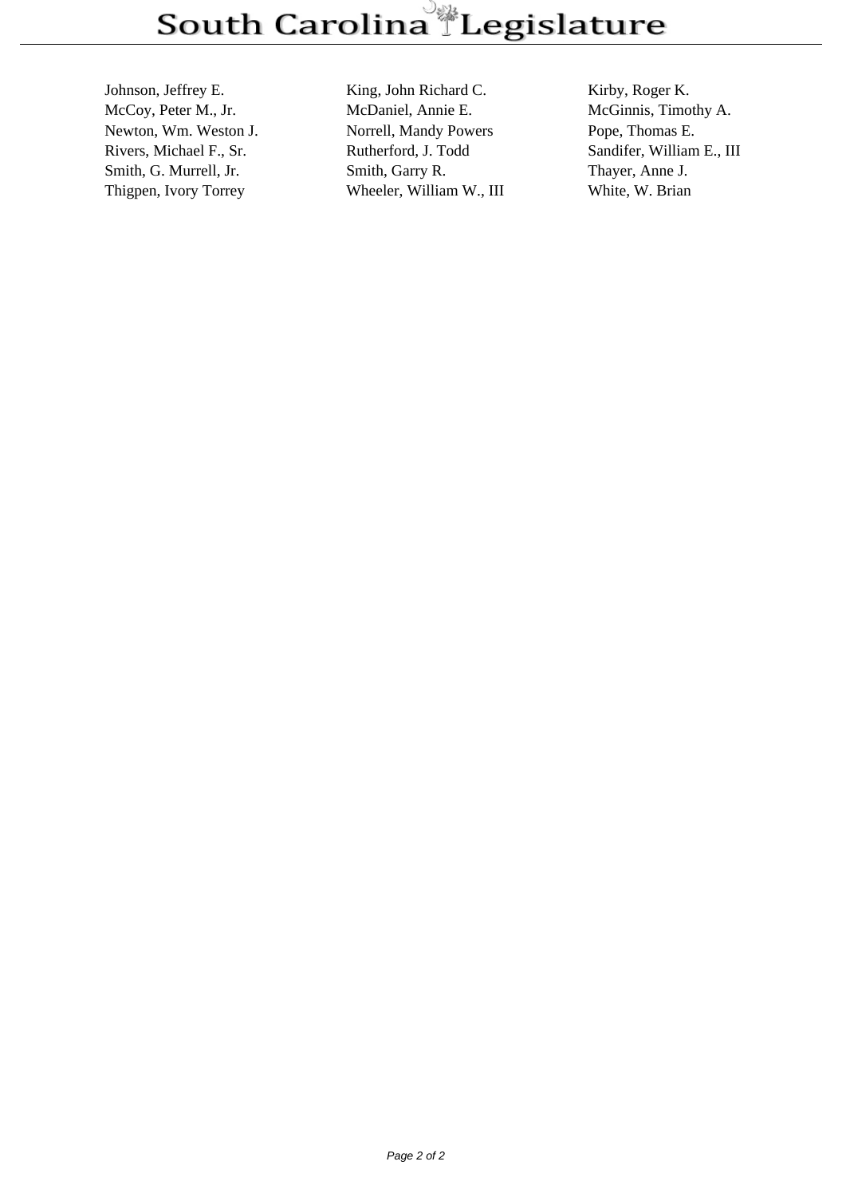| | | |
|---|---|---|
| Johnson, Jeffrey E. | King, John Richard C. | Kirby, Roger K. |
| McCoy, Peter M., Jr. | McDaniel, Annie E. | McGinnis, Timothy A. |
| Newton, Wm. Weston J. | Norrell, Mandy Powers | Pope, Thomas E. |
| Rivers, Michael F., Sr. | Rutherford, J. Todd | Sandifer, William E., III |
| Smith, G. Murrell, Jr. | Smith, Garry R. | Thayer, Anne J. |
| Thigpen, Ivory Torrey | Wheeler, William W., III | White, W. Brian |